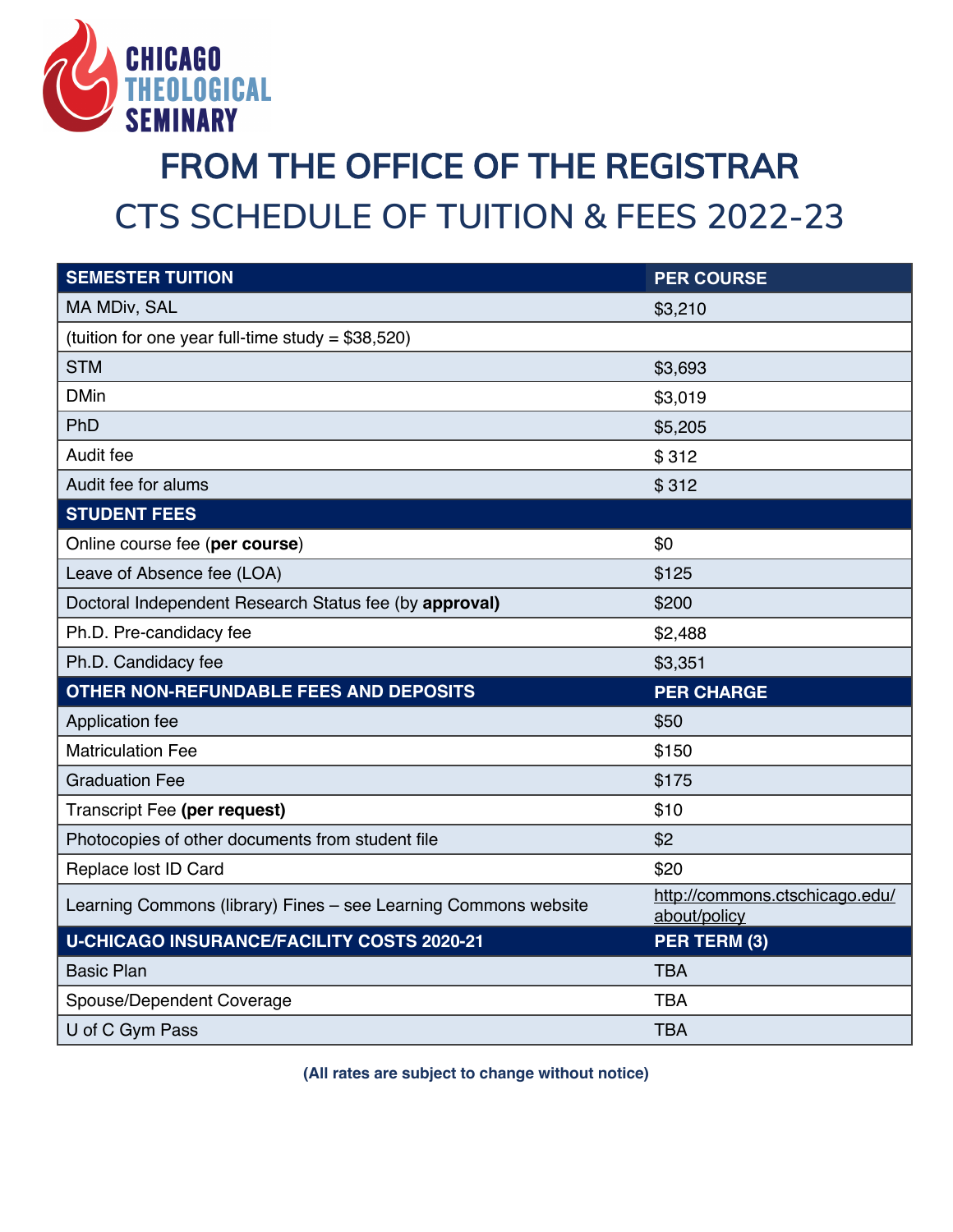# FROM THE OFFICE OF THE REGISTRAR

## CTS SCHEDULE OF TUITION & FEES 2022-23

| SEMESTER TUITION | PER COURSE |
|---|---|
| MA MDiv, SAL | $3,210 |
| (tuition for one year full-time study = $38,520) | |
| STM | $3,693 |
| DMin | $3,019 |
| PhD | $5,205 |
| Audit fee | $ 312 |
| Audit fee for alums | $ 312 |
| **STUDENT FEES** | |
| Online course fee (**per course**) | $0 |
| Leave of Absence fee (LOA) | $125 |
| Doctoral Independent Research Status fee (by **approval)** | $200 |
| Ph.D. Pre-candidacy fee | $2,488 |
| Ph.D. Candidacy fee | $3,351 |
| **OTHER NON-REFUNDABLE FEES AND DEPOSITS** | **PER CHARGE** |
| Application fee | $50 |
| Matriculation Fee | $150 |
| Graduation Fee | $175 |
| Transcript Fee **(per request)** | $10 |
| Photocopies of other documents from student file | $2 |
| Replace lost ID Card | $20 |
| Learning Commons (library) Fines – see Learning Commons website | http://commons.ctschicago.edu/about/policy |
| **U-CHICAGO INSURANCE/FACILITY COSTS 2020-21** | **PER TERM (3)** |
| Basic Plan | TBA |
| Spouse/Dependent Coverage | TBA |
| U of C Gym Pass | TBA |

**(All rates are subject to change without notice)**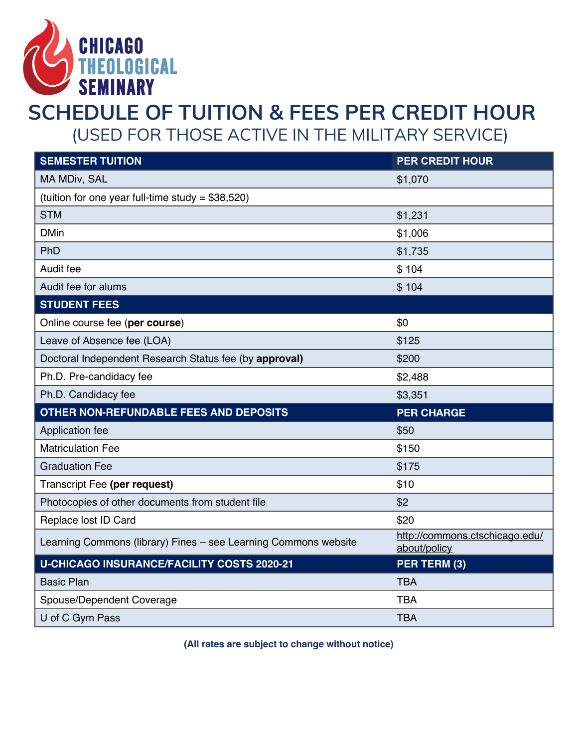CHICAGO THEOLOGICAL SEMINARY

# SCHEDULE OF TUITION & FEES PER CREDIT HOUR

## (USED FOR THOSE ACTIVE IN THE MILITARY SERVICE)

| SEMESTER TUITION | PER CREDIT HOUR |
|---|---|
| MA MDiv, SAL | $1,070 |
| (tuition for one year full-time study = $38,520) | |
| STM | $1,231 |
| DMin | $1,006 |
| PhD | $1,735 |
| Audit fee | $ 104 |
| Audit fee for alums | $ 104 |
| **STUDENT FEES** | |
| Online course fee (**per course**) | $0 |
| Leave of Absence fee (LOA) | $125 |
| Doctoral Independent Research Status fee (by **approval)** | $200 |
| Ph.D. Pre-candidacy fee | $2,488 |
| Ph.D. Candidacy fee | $3,351 |
| **OTHER NON-REFUNDABLE FEES AND DEPOSITS** | **PER CHARGE** |
| Application fee | $50 |
| Matriculation Fee | $150 |
| Graduation Fee | $175 |
| Transcript Fee **(per request)** | $10 |
| Photocopies of other documents from student file | $2 |
| Replace lost ID Card | $20 |
| Learning Commons (library) Fines – see Learning Commons website | http://commons.ctschicago.edu/about/policy |
| **U-CHICAGO INSURANCE/FACILITY COSTS 2020-21** | **PER TERM (3)** |
| Basic Plan | TBA |
| Spouse/Dependent Coverage | TBA |
| U of C Gym Pass | TBA |

**(All rates are subject to change without notice)**